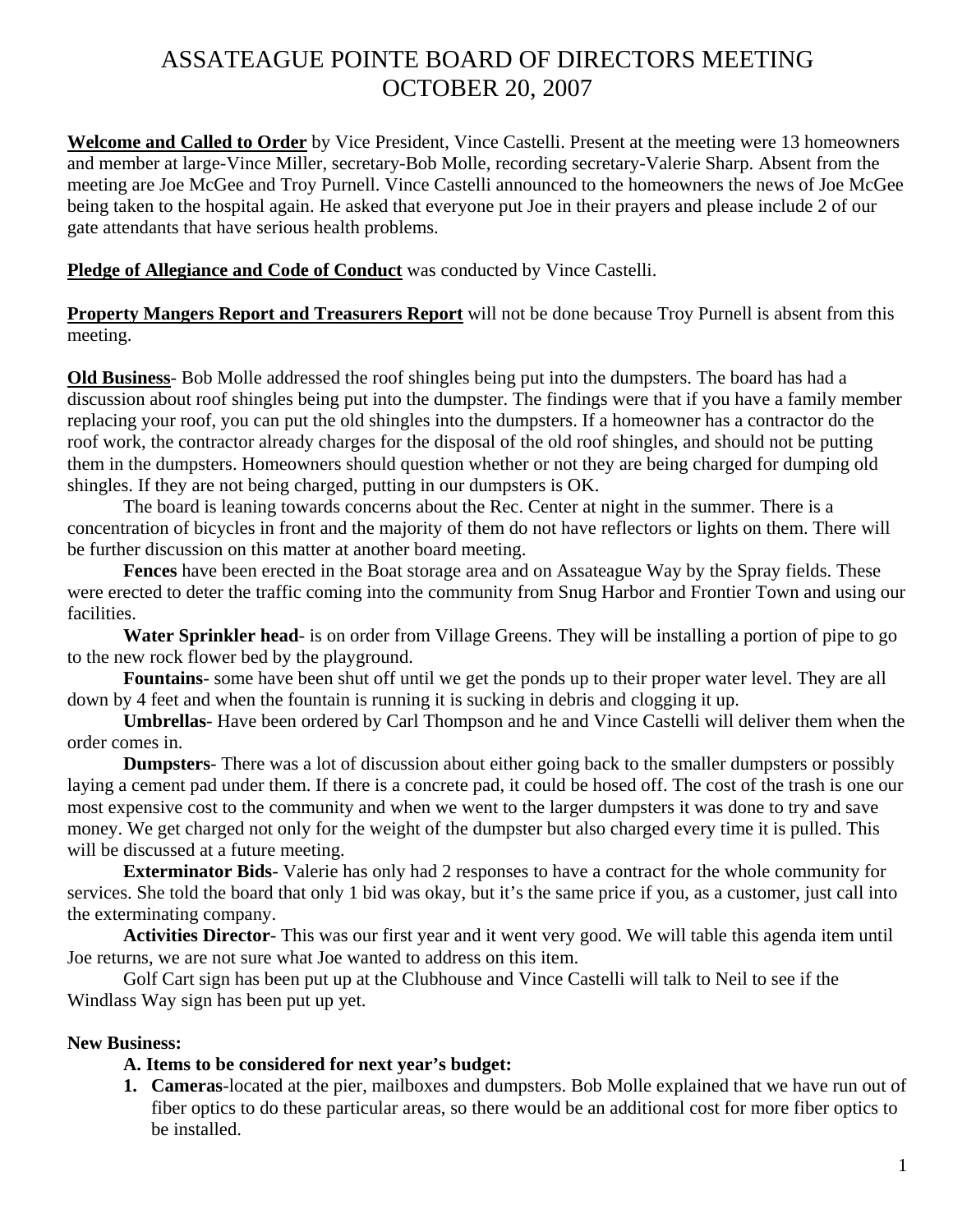# ASSATEAGUE POINTE BOARD OF DIRECTORS MEETING
# OCTOBER 20, 2007

**Welcome and Called to Order** by Vice President, Vince Castelli. Present at the meeting were 13 homeowners and member at large-Vince Miller, secretary-Bob Molle, recording secretary-Valerie Sharp. Absent from the meeting are Joe McGee and Troy Purnell. Vince Castelli announced to the homeowners the news of Joe McGee being taken to the hospital again. He asked that everyone put Joe in their prayers and please include 2 of our gate attendants that have serious health problems.

**Pledge of Allegiance and Code of Conduct** was conducted by Vince Castelli.

**Property Mangers Report and Treasurers Report** will not be done because Troy Purnell is absent from this meeting.

**Old Business**- Bob Molle addressed the roof shingles being put into the dumpsters. The board has had a discussion about roof shingles being put into the dumpster. The findings were that if you have a family member replacing your roof, you can put the old shingles into the dumpsters. If a homeowner has a contractor do the roof work, the contractor already charges for the disposal of the old roof shingles, and should not be putting them in the dumpsters. Homeowners should question whether or not they are being charged for dumping old shingles. If they are not being charged, putting in our dumpsters is OK.

The board is leaning towards concerns about the Rec. Center at night in the summer. There is a concentration of bicycles in front and the majority of them do not have reflectors or lights on them. There will be further discussion on this matter at another board meeting.

**Fences** have been erected in the Boat storage area and on Assateague Way by the Spray fields. These were erected to deter the traffic coming into the community from Snug Harbor and Frontier Town and using our facilities.

**Water Sprinkler head**- is on order from Village Greens. They will be installing a portion of pipe to go to the new rock flower bed by the playground.

**Fountains**- some have been shut off until we get the ponds up to their proper water level. They are all down by 4 feet and when the fountain is running it is sucking in debris and clogging it up.

**Umbrellas**- Have been ordered by Carl Thompson and he and Vince Castelli will deliver them when the order comes in.

**Dumpsters**- There was a lot of discussion about either going back to the smaller dumpsters or possibly laying a cement pad under them. If there is a concrete pad, it could be hosed off. The cost of the trash is one our most expensive cost to the community and when we went to the larger dumpsters it was done to try and save money. We get charged not only for the weight of the dumpster but also charged every time it is pulled. This will be discussed at a future meeting.

**Exterminator Bids**- Valerie has only had 2 responses to have a contract for the whole community for services. She told the board that only 1 bid was okay, but it's the same price if you, as a customer, just call into the exterminating company.

**Activities Director**- This was our first year and it went very good. We will table this agenda item until Joe returns, we are not sure what Joe wanted to address on this item.

Golf Cart sign has been put up at the Clubhouse and Vince Castelli will talk to Neil to see if the Windlass Way sign has been put up yet.

**New Business:**

**A. Items to be considered for next year's budget:**

1. **Cameras**-located at the pier, mailboxes and dumpsters. Bob Molle explained that we have run out of fiber optics to do these particular areas, so there would be an additional cost for more fiber optics to be installed.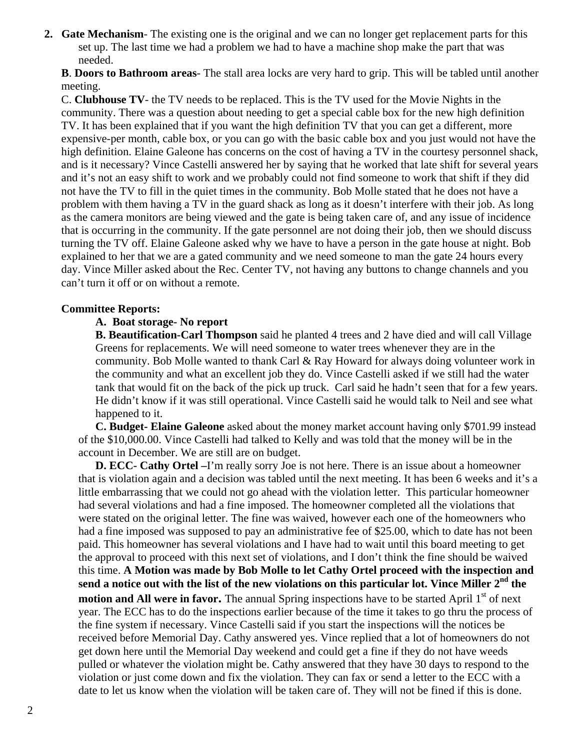2. **Gate Mechanism**- The existing one is the original and we can no longer get replacement parts for this set up. The last time we had a problem we had to have a machine shop make the part that was needed.

**B**. **Doors to Bathroom areas**- The stall area locks are very hard to grip. This will be tabled until another meeting.

C. **Clubhouse TV**- the TV needs to be replaced. This is the TV used for the Movie Nights in the community. There was a question about needing to get a special cable box for the new high definition TV. It has been explained that if you want the high definition TV that you can get a different, more expensive-per month, cable box, or you can go with the basic cable box and you just would not have the high definition. Elaine Galeone has concerns on the cost of having a TV in the courtesy personnel shack, and is it necessary? Vince Castelli answered her by saying that he worked that late shift for several years and it's not an easy shift to work and we probably could not find someone to work that shift if they did not have the TV to fill in the quiet times in the community. Bob Molle stated that he does not have a problem with them having a TV in the guard shack as long as it doesn't interfere with their job. As long as the camera monitors are being viewed and the gate is being taken care of, and any issue of incidence that is occurring in the community. If the gate personnel are not doing their job, then we should discuss turning the TV off. Elaine Galeone asked why we have to have a person in the gate house at night. Bob explained to her that we are a gated community and we need someone to man the gate 24 hours every day. Vince Miller asked about the Rec. Center TV, not having any buttons to change channels and you can't turn it off or on without a remote.

**Committee Reports:**

**A. Boat storage- No report**

**B. Beautification-Carl Thompson** said he planted 4 trees and 2 have died and will call Village Greens for replacements. We will need someone to water trees whenever they are in the community. Bob Molle wanted to thank Carl & Ray Howard for always doing volunteer work in the community and what an excellent job they do. Vince Castelli asked if we still had the water tank that would fit on the back of the pick up truck. Carl said he hadn't seen that for a few years. He didn't know if it was still operational. Vince Castelli said he would talk to Neil and see what happened to it.

**C. Budget- Elaine Galeone** asked about the money market account having only $701.99 instead of the $10,000.00. Vince Castelli had talked to Kelly and was told that the money will be in the account in December. We are still are on budget.

**D. ECC- Cathy Ortel –**I'm really sorry Joe is not here. There is an issue about a homeowner that is violation again and a decision was tabled until the next meeting. It has been 6 weeks and it's a little embarrassing that we could not go ahead with the violation letter. This particular homeowner had several violations and had a fine imposed. The homeowner completed all the violations that were stated on the original letter. The fine was waived, however each one of the homeowners who had a fine imposed was supposed to pay an administrative fee of $25.00, which to date has not been paid. This homeowner has several violations and I have had to wait until this board meeting to get the approval to proceed with this next set of violations, and I don't think the fine should be waived this time. **A Motion was made by Bob Molle to let Cathy Ortel proceed with the inspection and send a notice out with the list of the new violations on this particular lot. Vince Miller 2nd the motion and All were in favor.** The annual Spring inspections have to be started April 1st of next year. The ECC has to do the inspections earlier because of the time it takes to go thru the process of the fine system if necessary. Vince Castelli said if you start the inspections will the notices be received before Memorial Day. Cathy answered yes. Vince replied that a lot of homeowners do not get down here until the Memorial Day weekend and could get a fine if they do not have weeds pulled or whatever the violation might be. Cathy answered that they have 30 days to respond to the violation or just come down and fix the violation. They can fax or send a letter to the ECC with a date to let us know when the violation will be taken care of. They will not be fined if this is done.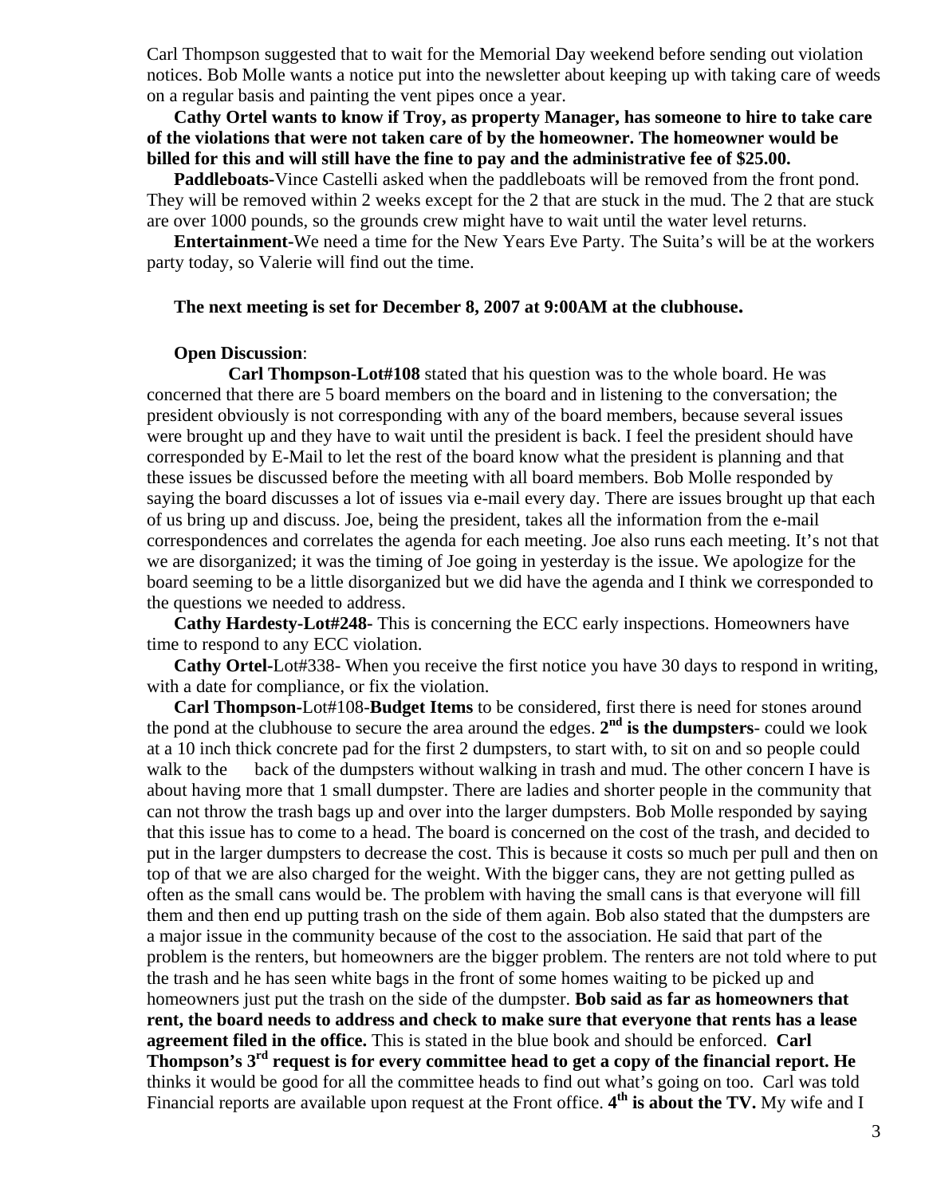Carl Thompson suggested that to wait for the Memorial Day weekend before sending out violation notices. Bob Molle wants a notice put into the newsletter about keeping up with taking care of weeds on a regular basis and painting the vent pipes once a year.

**Cathy Ortel wants to know if Troy, as property Manager, has someone to hire to take care of the violations that were not taken care of by the homeowner. The homeowner would be billed for this and will still have the fine to pay and the administrative fee of $25.00.**

**Paddleboats-**Vince Castelli asked when the paddleboats will be removed from the front pond. They will be removed within 2 weeks except for the 2 that are stuck in the mud. The 2 that are stuck are over 1000 pounds, so the grounds crew might have to wait until the water level returns.

**Entertainment-**We need a time for the New Years Eve Party. The Suita's will be at the workers party today, so Valerie will find out the time.

**The next meeting is set for December 8, 2007 at 9:00AM at the clubhouse.**

**Open Discussion**:

**Carl Thompson-Lot#108** stated that his question was to the whole board. He was concerned that there are 5 board members on the board and in listening to the conversation; the president obviously is not corresponding with any of the board members, because several issues were brought up and they have to wait until the president is back. I feel the president should have corresponded by E-Mail to let the rest of the board know what the president is planning and that these issues be discussed before the meeting with all board members. Bob Molle responded by saying the board discusses a lot of issues via e-mail every day. There are issues brought up that each of us bring up and discuss. Joe, being the president, takes all the information from the e-mail correspondences and correlates the agenda for each meeting. Joe also runs each meeting. It's not that we are disorganized; it was the timing of Joe going in yesterday is the issue. We apologize for the board seeming to be a little disorganized but we did have the agenda and I think we corresponded to the questions we needed to address.

**Cathy Hardesty-Lot#248-** This is concerning the ECC early inspections. Homeowners have time to respond to any ECC violation.

**Cathy Ortel-**Lot#338- When you receive the first notice you have 30 days to respond in writing, with a date for compliance, or fix the violation.

**Carl Thompson-**Lot#108-**Budget Items** to be considered, first there is need for stones around the pond at the clubhouse to secure the area around the edges. **2nd is the dumpsters**- could we look at a 10 inch thick concrete pad for the first 2 dumpsters, to start with, to sit on and so people could walk to the back of the dumpsters without walking in trash and mud. The other concern I have is about having more that 1 small dumpster. There are ladies and shorter people in the community that can not throw the trash bags up and over into the larger dumpsters. Bob Molle responded by saying that this issue has to come to a head. The board is concerned on the cost of the trash, and decided to put in the larger dumpsters to decrease the cost. This is because it costs so much per pull and then on top of that we are also charged for the weight. With the bigger cans, they are not getting pulled as often as the small cans would be. The problem with having the small cans is that everyone will fill them and then end up putting trash on the side of them again. Bob also stated that the dumpsters are a major issue in the community because of the cost to the association. He said that part of the problem is the renters, but homeowners are the bigger problem. The renters are not told where to put the trash and he has seen white bags in the front of some homes waiting to be picked up and homeowners just put the trash on the side of the dumpster. **Bob said as far as homeowners that rent, the board needs to address and check to make sure that everyone that rents has a lease agreement filed in the office.** This is stated in the blue book and should be enforced. **Carl Thompson's 3rd request is for every committee head to get a copy of the financial report. He** thinks it would be good for all the committee heads to find out what's going on too. Carl was told Financial reports are available upon request at the Front office. **4th is about the TV.** My wife and I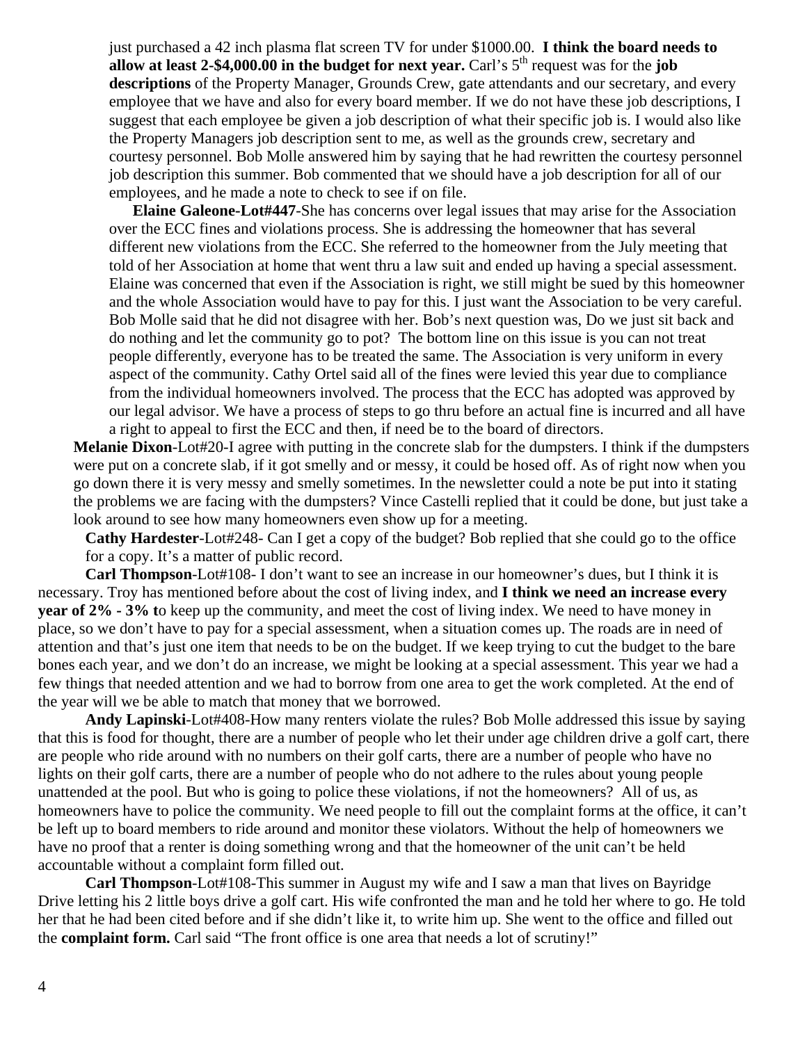just purchased a 42 inch plasma flat screen TV for under $1000.00. **I think the board needs to allow at least 2-$4,000.00 in the budget for next year.** Carl's 5th request was for the **job descriptions** of the Property Manager, Grounds Crew, gate attendants and our secretary, and every employee that we have and also for every board member. If we do not have these job descriptions, I suggest that each employee be given a job description of what their specific job is. I would also like the Property Managers job description sent to me, as well as the grounds crew, secretary and courtesy personnel. Bob Molle answered him by saying that he had rewritten the courtesy personnel job description this summer. Bob commented that we should have a job description for all of our employees, and he made a note to check to see if on file.

**Elaine Galeone-Lot#447**-She has concerns over legal issues that may arise for the Association over the ECC fines and violations process. She is addressing the homeowner that has several different new violations from the ECC. She referred to the homeowner from the July meeting that told of her Association at home that went thru a law suit and ended up having a special assessment. Elaine was concerned that even if the Association is right, we still might be sued by this homeowner and the whole Association would have to pay for this. I just want the Association to be very careful. Bob Molle said that he did not disagree with her. Bob's next question was, Do we just sit back and do nothing and let the community go to pot? The bottom line on this issue is you can not treat people differently, everyone has to be treated the same. The Association is very uniform in every aspect of the community. Cathy Ortel said all of the fines were levied this year due to compliance from the individual homeowners involved. The process that the ECC has adopted was approved by our legal advisor. We have a process of steps to go thru before an actual fine is incurred and all have a right to appeal to first the ECC and then, if need be to the board of directors.

**Melanie Dixon**-Lot#20-I agree with putting in the concrete slab for the dumpsters. I think if the dumpsters were put on a concrete slab, if it got smelly and or messy, it could be hosed off. As of right now when you go down there it is very messy and smelly sometimes. In the newsletter could a note be put into it stating the problems we are facing with the dumpsters? Vince Castelli replied that it could be done, but just take a look around to see how many homeowners even show up for a meeting.

**Cathy Hardester**-Lot#248- Can I get a copy of the budget? Bob replied that she could go to the office for a copy. It's a matter of public record.

**Carl Thompson**-Lot#108- I don't want to see an increase in our homeowner's dues, but I think it is necessary. Troy has mentioned before about the cost of living index, and **I think we need an increase every year of 2% - 3% t**o keep up the community, and meet the cost of living index. We need to have money in place, so we don't have to pay for a special assessment, when a situation comes up. The roads are in need of attention and that's just one item that needs to be on the budget. If we keep trying to cut the budget to the bare bones each year, and we don't do an increase, we might be looking at a special assessment. This year we had a few things that needed attention and we had to borrow from one area to get the work completed. At the end of the year will we be able to match that money that we borrowed.

**Andy Lapinski**-Lot#408-How many renters violate the rules? Bob Molle addressed this issue by saying that this is food for thought, there are a number of people who let their under age children drive a golf cart, there are people who ride around with no numbers on their golf carts, there are a number of people who have no lights on their golf carts, there are a number of people who do not adhere to the rules about young people unattended at the pool. But who is going to police these violations, if not the homeowners? All of us, as homeowners have to police the community. We need people to fill out the complaint forms at the office, it can't be left up to board members to ride around and monitor these violators. Without the help of homeowners we have no proof that a renter is doing something wrong and that the homeowner of the unit can't be held accountable without a complaint form filled out.

**Carl Thompson**-Lot#108-This summer in August my wife and I saw a man that lives on Bayridge Drive letting his 2 little boys drive a golf cart. His wife confronted the man and he told her where to go. He told her that he had been cited before and if she didn't like it, to write him up. She went to the office and filled out the **complaint form.** Carl said "The front office is one area that needs a lot of scrutiny!"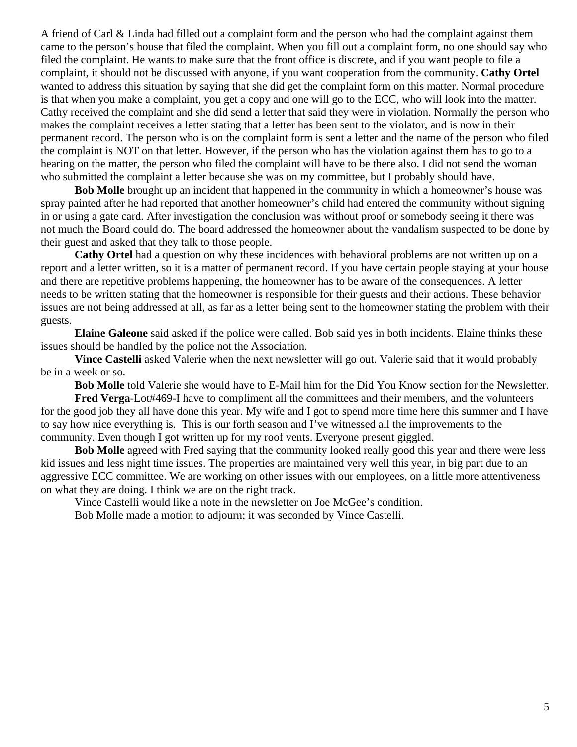A friend of Carl & Linda had filled out a complaint form and the person who had the complaint against them came to the person's house that filed the complaint. When you fill out a complaint form, no one should say who filed the complaint. He wants to make sure that the front office is discrete, and if you want people to file a complaint, it should not be discussed with anyone, if you want cooperation from the community. **Cathy Ortel** wanted to address this situation by saying that she did get the complaint form on this matter. Normal procedure is that when you make a complaint, you get a copy and one will go to the ECC, who will look into the matter. Cathy received the complaint and she did send a letter that said they were in violation. Normally the person who makes the complaint receives a letter stating that a letter has been sent to the violator, and is now in their permanent record. The person who is on the complaint form is sent a letter and the name of the person who filed the complaint is NOT on that letter. However, if the person who has the violation against them has to go to a hearing on the matter, the person who filed the complaint will have to be there also. I did not send the woman who submitted the complaint a letter because she was on my committee, but I probably should have.

**Bob Molle** brought up an incident that happened in the community in which a homeowner's house was spray painted after he had reported that another homeowner's child had entered the community without signing in or using a gate card. After investigation the conclusion was without proof or somebody seeing it there was not much the Board could do. The board addressed the homeowner about the vandalism suspected to be done by their guest and asked that they talk to those people.

**Cathy Ortel** had a question on why these incidences with behavioral problems are not written up on a report and a letter written, so it is a matter of permanent record. If you have certain people staying at your house and there are repetitive problems happening, the homeowner has to be aware of the consequences. A letter needs to be written stating that the homeowner is responsible for their guests and their actions. These behavior issues are not being addressed at all, as far as a letter being sent to the homeowner stating the problem with their guests.

**Elaine Galeone** said asked if the police were called. Bob said yes in both incidents. Elaine thinks these issues should be handled by the police not the Association.

**Vince Castelli** asked Valerie when the next newsletter will go out. Valerie said that it would probably be in a week or so.

**Bob Molle** told Valerie she would have to E-Mail him for the Did You Know section for the Newsletter.

**Fred Verga**-Lot#469-I have to compliment all the committees and their members, and the volunteers for the good job they all have done this year. My wife and I got to spend more time here this summer and I have to say how nice everything is. This is our forth season and I've witnessed all the improvements to the community. Even though I got written up for my roof vents. Everyone present giggled.

**Bob Molle** agreed with Fred saying that the community looked really good this year and there were less kid issues and less night time issues. The properties are maintained very well this year, in big part due to an aggressive ECC committee. We are working on other issues with our employees, on a little more attentiveness on what they are doing. I think we are on the right track.

Vince Castelli would like a note in the newsletter on Joe McGee's condition.

Bob Molle made a motion to adjourn; it was seconded by Vince Castelli.